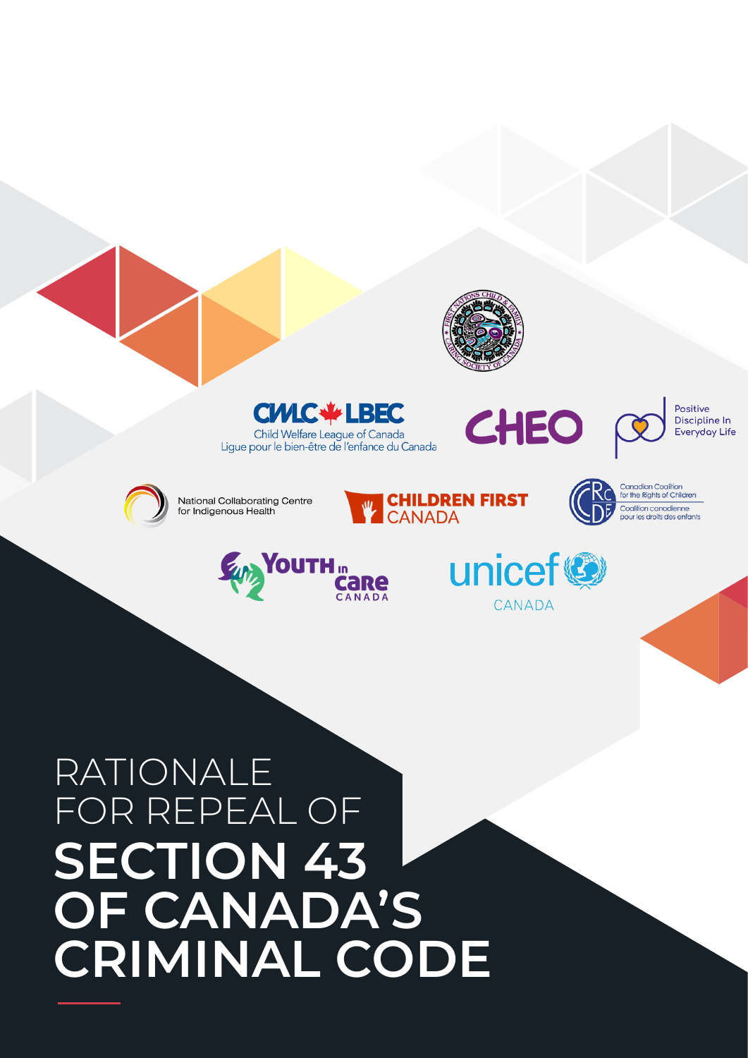Child Welfare League of Canada
Ligue pour le bien-être de l'enfance du Canada

CHEO

Positive Discipline In Everyday Life

National Collaborating Centre for Indigenous Health

CHILDREN FIRST CANADA

Canadian Coalition for the Rights of Children
Coalition canadienne pour les droits des enfants

Youth in Care Canada

unicef Canada

# RATIONALE FOR REPEAL OF **SECTION 43 OF CANADA'S CRIMINAL CODE**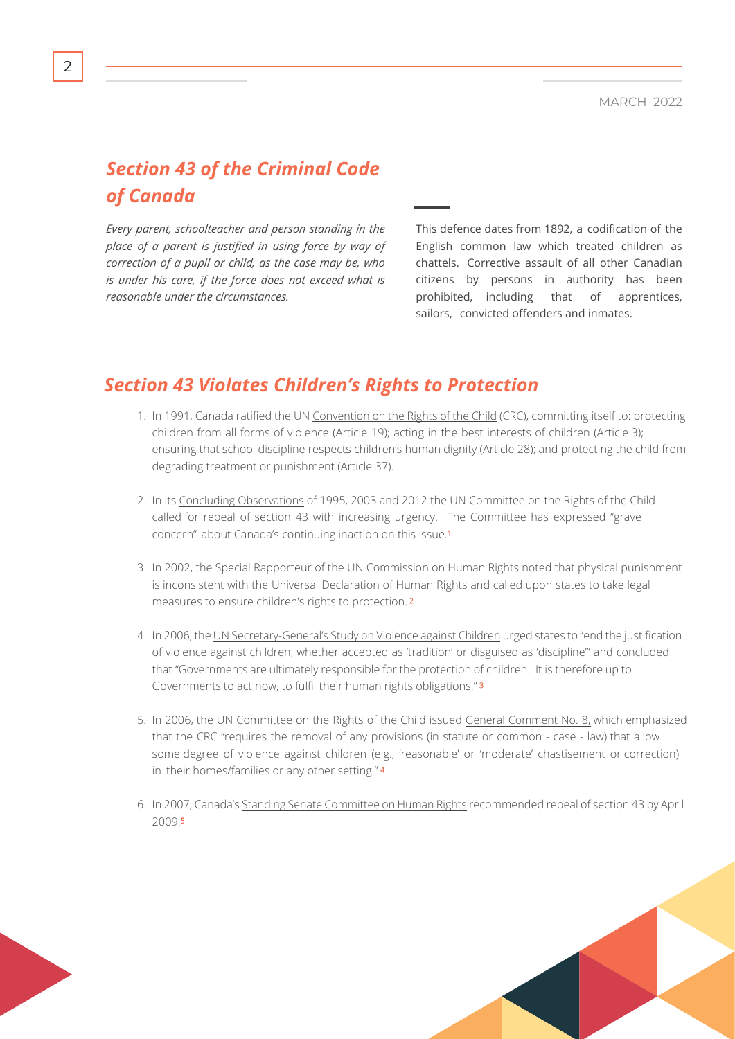## *Section 43 of the Criminal Code of Canada*

*Every parent, schoolteacher and person standing in the place of a parent is justified in using force by way of correction of a pupil or child, as the case may be, who is under his care, if the force does not exceed what is reasonable under the circumstances.*

This defence dates from 1892, a codification of the English common law which treated children as chattels. Corrective assault of all other Canadian citizens by persons in authority has been prohibited, including that of apprentices, sailors, convicted offenders and inmates.

## *Section 43 Violates Children's Rights to Protection*

1. In 1991, Canada ratified the UN Convention on the Rights of the Child (CRC), committing itself to: protecting children from all forms of violence (Article 19); acting in the best interests of children (Article 3); ensuring that school discipline respects children's human dignity (Article 28); and protecting the child from degrading treatment or punishment (Article 37).

2. In its Concluding Observations of 1995, 2003 and 2012 the UN Committee on the Rights of the Child called for repeal of section 43 with increasing urgency. The Committee has expressed "grave concern" about Canada's continuing inaction on this issue.[1]

3. In 2002, the Special Rapporteur of the UN Commission on Human Rights noted that physical punishment is inconsistent with the Universal Declaration of Human Rights and called upon states to take legal measures to ensure children's rights to protection.[2]

4. In 2006, the UN Secretary-General's Study on Violence against Children urged states to "end the justification of violence against children, whether accepted as 'tradition' or disguised as 'discipline'" and concluded that "Governments are ultimately responsible for the protection of children. It is therefore up to Governments to act now, to fulfil their human rights obligations."[3]

5. In 2006, the UN Committee on the Rights of the Child issued General Comment No. 8, which emphasized that the CRC "requires the removal of any provisions (in statute or common - case - law) that allow some degree of violence against children (e.g., 'reasonable' or 'moderate' chastisement or correction) in their homes/families or any other setting."[4]

6. In 2007, Canada's Standing Senate Committee on Human Rights recommended repeal of section 43 by April 2009.[5]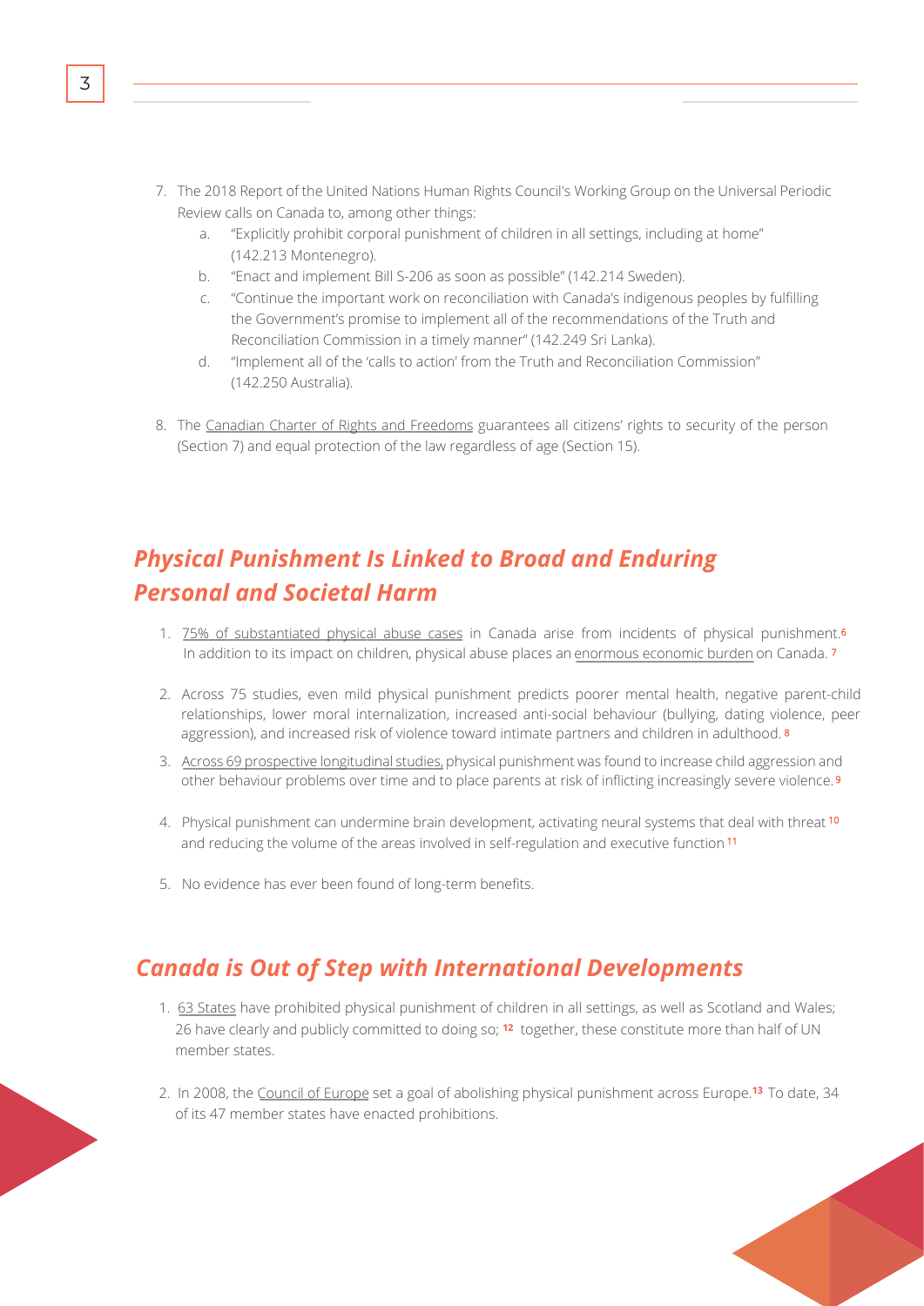7. The 2018 Report of the United Nations Human Rights Council's Working Group on the Universal Periodic Review calls on Canada to, among other things:
   a. "Explicitly prohibit corporal punishment of children in all settings, including at home" (142.213 Montenegro).
   b. "Enact and implement Bill S-206 as soon as possible" (142.214 Sweden).
   c. "Continue the important work on reconciliation with Canada's indigenous peoples by fulfilling the Government's promise to implement all of the recommendations of the Truth and Reconciliation Commission in a timely manner" (142.249 Sri Lanka).
   d. "Implement all of the 'calls to action' from the Truth and Reconciliation Commission" (142.250 Australia).

8. The Canadian Charter of Rights and Freedoms guarantees all citizens' rights to security of the person (Section 7) and equal protection of the law regardless of age (Section 15).

## *Physical Punishment Is Linked to Broad and Enduring Personal and Societal Harm*

1. 75% of substantiated physical abuse cases in Canada arise from incidents of physical punishment.[6] In addition to its impact on children, physical abuse places an enormous economic burden on Canada. [7]

2. Across 75 studies, even mild physical punishment predicts poorer mental health, negative parent-child relationships, lower moral internalization, increased anti-social behaviour (bullying, dating violence, peer aggression), and increased risk of violence toward intimate partners and children in adulthood. [8]

3. Across 69 prospective longitudinal studies, physical punishment was found to increase child aggression and other behaviour problems over time and to place parents at risk of inflicting increasingly severe violence. [9]

4. Physical punishment can undermine brain development, activating neural systems that deal with threat [10] and reducing the volume of the areas involved in self-regulation and executive function [11]

5. No evidence has ever been found of long-term benefits.

## *Canada is Out of Step with International Developments*

1. 63 States have prohibited physical punishment of children in all settings, as well as Scotland and Wales; 26 have clearly and publicly committed to doing so; [12] together, these constitute more than half of UN member states.

2. In 2008, the Council of Europe set a goal of abolishing physical punishment across Europe.[13] To date, 34 of its 47 member states have enacted prohibitions.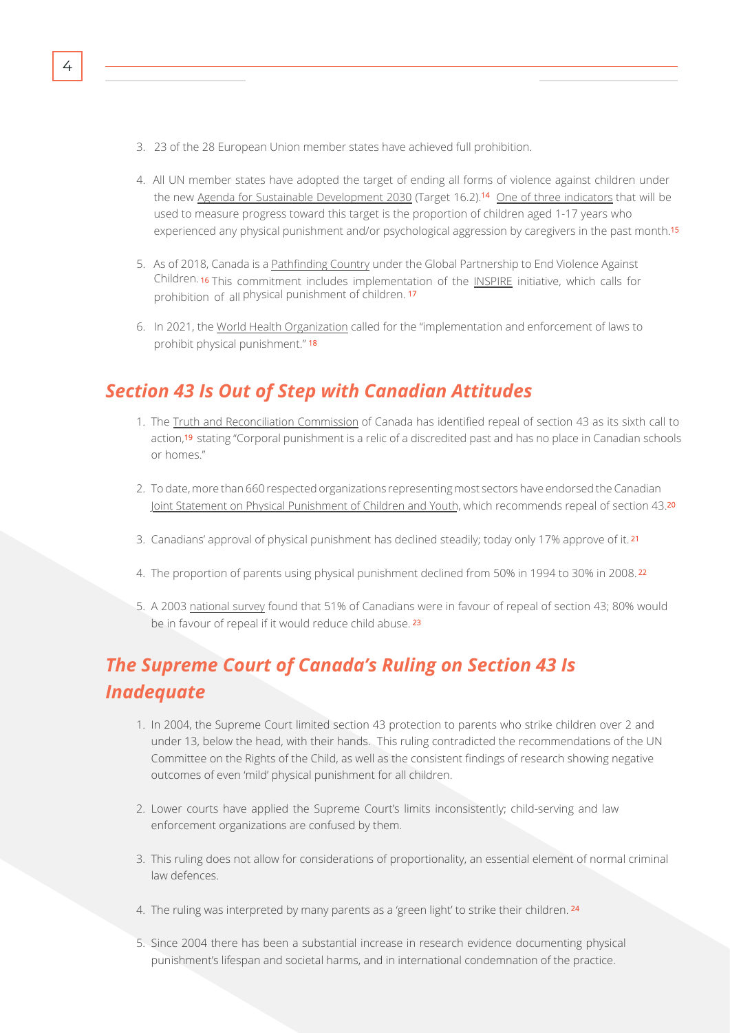3. 23 of the 28 European Union member states have achieved full prohibition.

4. All UN member states have adopted the target of ending all forms of violence against children under the new Agenda for Sustainable Development 2030 (Target 16.2).[14] One of three indicators that will be used to measure progress toward this target is the proportion of children aged 1-17 years who experienced any physical punishment and/or psychological aggression by caregivers in the past month.[15]

5. As of 2018, Canada is a Pathfinding Country under the Global Partnership to End Violence Against Children.[16] This commitment includes implementation of the INSPIRE initiative, which calls for prohibition of all physical punishment of children.[17]

6. In 2021, the World Health Organization called for the "implementation and enforcement of laws to prohibit physical punishment."[18]

## *Section 43 Is Out of Step with Canadian Attitudes*

1. The Truth and Reconciliation Commission of Canada has identified repeal of section 43 as its sixth call to action,[19] stating "Corporal punishment is a relic of a discredited past and has no place in Canadian schools or homes."

2. To date, more than 660 respected organizations representing most sectors have endorsed the Canadian Joint Statement on Physical Punishment of Children and Youth, which recommends repeal of section 43.[20]

3. Canadians' approval of physical punishment has declined steadily; today only 17% approve of it.[21]

4. The proportion of parents using physical punishment declined from 50% in 1994 to 30% in 2008.[22]

5. A 2003 national survey found that 51% of Canadians were in favour of repeal of section 43; 80% would be in favour of repeal if it would reduce child abuse.[23]

## *The Supreme Court of Canada's Ruling on Section 43 Is Inadequate*

1. In 2004, the Supreme Court limited section 43 protection to parents who strike children over 2 and under 13, below the head, with their hands. This ruling contradicted the recommendations of the UN Committee on the Rights of the Child, as well as the consistent findings of research showing negative outcomes of even 'mild' physical punishment for all children.

2. Lower courts have applied the Supreme Court's limits inconsistently; child-serving and law enforcement organizations are confused by them.

3. This ruling does not allow for considerations of proportionality, an essential element of normal criminal law defences.

4. The ruling was interpreted by many parents as a 'green light' to strike their children.[24]

5. Since 2004 there has been a substantial increase in research evidence documenting physical punishment's lifespan and societal harms, and in international condemnation of the practice.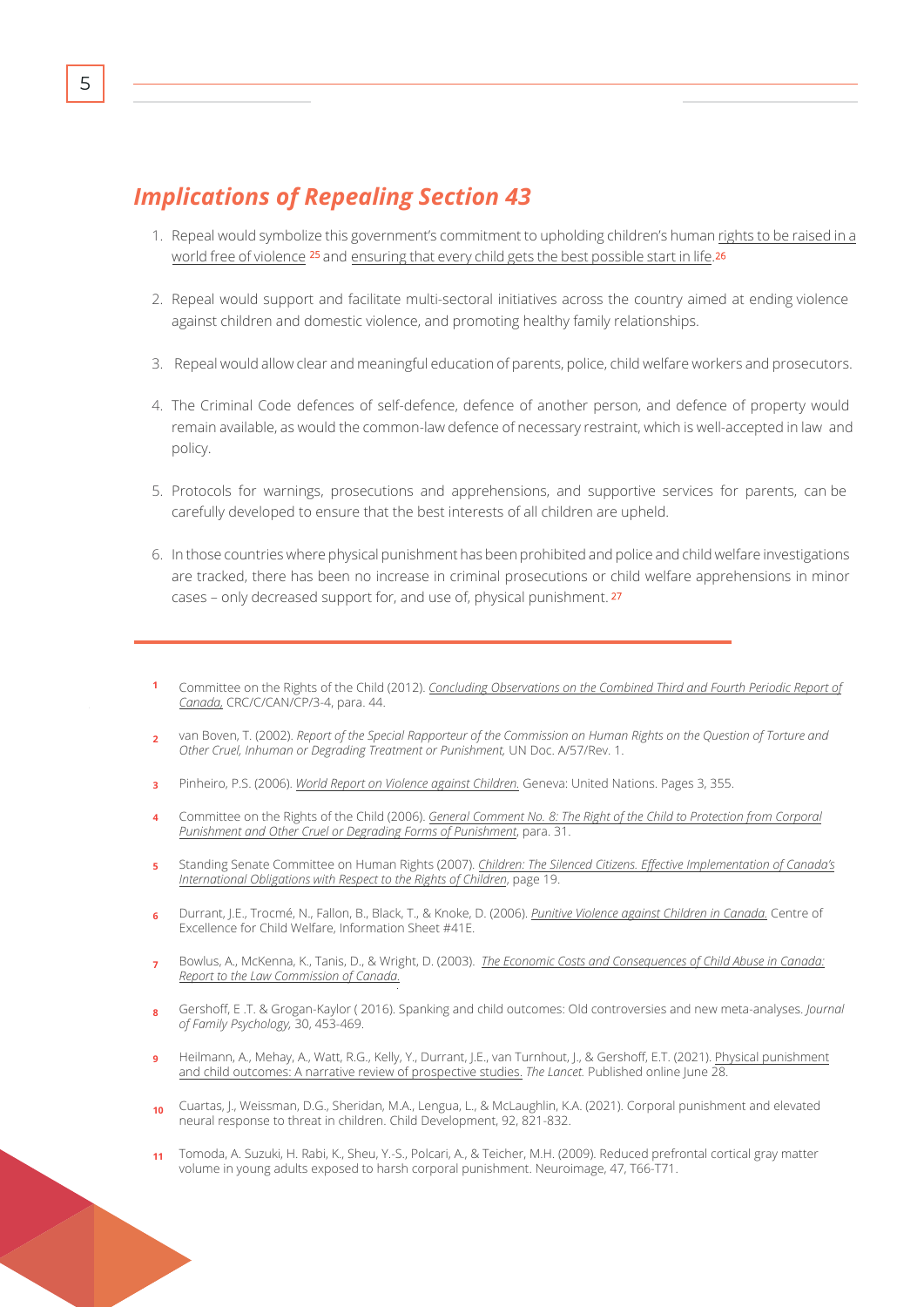## *Implications of Repealing Section 43*

1. Repeal would symbolize this government's commitment to upholding children's human rights to be raised in a world free of violence [25] and ensuring that every child gets the best possible start in life.[26]

2. Repeal would support and facilitate multi-sectoral initiatives across the country aimed at ending violence against children and domestic violence, and promoting healthy family relationships.

3. Repeal would allow clear and meaningful education of parents, police, child welfare workers and prosecutors.

4. The Criminal Code defences of self-defence, defence of another person, and defence of property would remain available, as would the common-law defence of necessary restraint, which is well-accepted in law and policy.

5. Protocols for warnings, prosecutions and apprehensions, and supportive services for parents, can be carefully developed to ensure that the best interests of all children are upheld.

6. In those countries where physical punishment has been prohibited and police and child welfare investigations are tracked, there has been no increase in criminal prosecutions or child welfare apprehensions in minor cases – only decreased support for, and use of, physical punishment. [27]

---

[1] Committee on the Rights of the Child (2012). *Concluding Observations on the Combined Third and Fourth Periodic Report of Canada,* CRC/C/CAN/CP/3-4, para. 44.

[2] van Boven, T. (2002). *Report of the Special Rapporteur of the Commission on Human Rights on the Question of Torture and Other Cruel, Inhuman or Degrading Treatment or Punishment,* UN Doc. A/57/Rev. 1.

[3] Pinheiro, P.S. (2006). *World Report on Violence against Children.* Geneva: United Nations. Pages 3, 355.

[4] Committee on the Rights of the Child (2006). *General Comment No. 8: The Right of the Child to Protection from Corporal Punishment and Other Cruel or Degrading Forms of Punishment*, para. 31.

[5] Standing Senate Committee on Human Rights (2007). *Children: The Silenced Citizens. Effective Implementation of Canada's International Obligations with Respect to the Rights of Children*, page 19.

[6] Durrant, J.E., Trocmé, N., Fallon, B., Black, T., & Knoke, D. (2006). *Punitive Violence against Children in Canada.* Centre of Excellence for Child Welfare, Information Sheet #41E.

[7] Bowlus, A., McKenna, K., Tanis, D., & Wright, D. (2003). *The Economic Costs and Consequences of Child Abuse in Canada: Report to the Law Commission of Canada.*

[8] Gershoff, E .T. & Grogan-Kaylor ( 2016). Spanking and child outcomes: Old controversies and new meta-analyses. *Journal of Family Psychology,* 30, 453-469.

[9] Heilmann, A., Mehay, A., Watt, R.G., Kelly, Y., Durrant, J.E., van Turnhout, J., & Gershoff, E.T. (2021). Physical punishment and child outcomes: A narrative review of prospective studies. *The Lancet.* Published online June 28.

[10] Cuartas, J., Weissman, D.G., Sheridan, M.A., Lengua, L., & McLaughlin, K.A. (2021). Corporal punishment and elevated neural response to threat in children. Child Development, 92, 821-832.

[11] Tomoda, A. Suzuki, H. Rabi, K., Sheu, Y.-S., Polcari, A., & Teicher, M.H. (2009). Reduced prefrontal cortical gray matter volume in young adults exposed to harsh corporal punishment. Neuroimage, 47, T66-T71.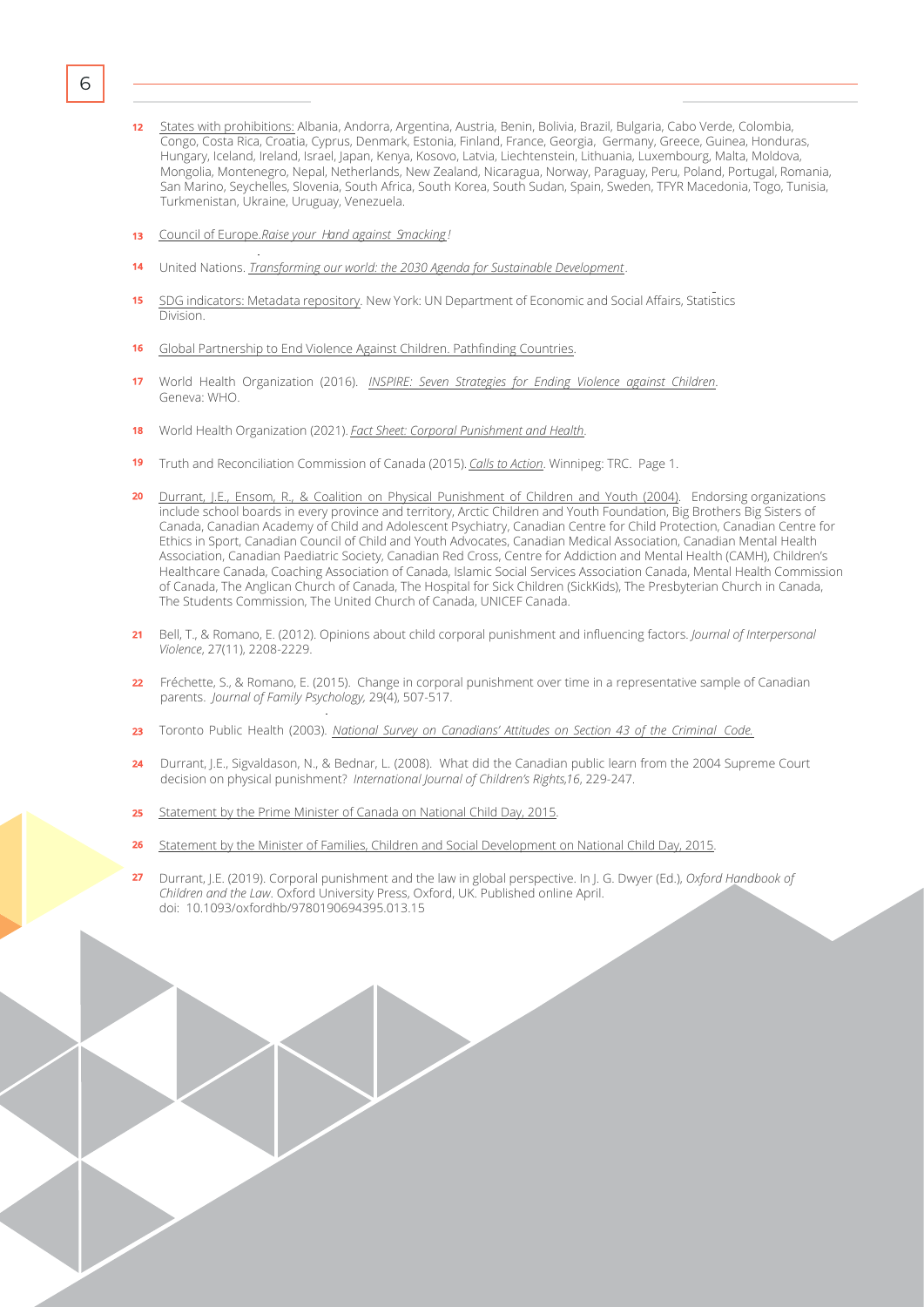12 States with prohibitions: Albania, Andorra, Argentina, Austria, Benin, Bolivia, Brazil, Bulgaria, Cabo Verde, Colombia, Congo, Costa Rica, Croatia, Cyprus, Denmark, Estonia, Finland, France, Georgia, Germany, Greece, Guinea, Honduras, Hungary, Iceland, Ireland, Israel, Japan, Kenya, Kosovo, Latvia, Liechtenstein, Lithuania, Luxembourg, Malta, Moldova, Mongolia, Montenegro, Nepal, Netherlands, New Zealand, Nicaragua, Norway, Paraguay, Peru, Poland, Portugal, Romania, San Marino, Seychelles, Slovenia, South Africa, South Korea, South Sudan, Spain, Sweden, TFYR Macedonia, Togo, Tunisia, Turkmenistan, Ukraine, Uruguay, Venezuela.

13 Council of Europe. *Raise your Hand against Smacking!*

14 United Nations. *Transforming our world: the 2030 Agenda for Sustainable Development*.

15 SDG indicators: Metadata repository. New York: UN Department of Economic and Social Affairs, Statistics Division.

16 Global Partnership to End Violence Against Children. Pathfinding Countries.

17 World Health Organization (2016). *INSPIRE: Seven Strategies for Ending Violence against Children*. Geneva: WHO.

18 World Health Organization (2021). *Fact Sheet: Corporal Punishment and Health*.

19 Truth and Reconciliation Commission of Canada (2015). *Calls to Action*. Winnipeg: TRC. Page 1.

20 Durrant, J.E., Ensom, R., & Coalition on Physical Punishment of Children and Youth (2004). Endorsing organizations include school boards in every province and territory, Arctic Children and Youth Foundation, Big Brothers Big Sisters of Canada, Canadian Academy of Child and Adolescent Psychiatry, Canadian Centre for Child Protection, Canadian Centre for Ethics in Sport, Canadian Council of Child and Youth Advocates, Canadian Medical Association, Canadian Mental Health Association, Canadian Paediatric Society, Canadian Red Cross, Centre for Addiction and Mental Health (CAMH), Children's Healthcare Canada, Coaching Association of Canada, Islamic Social Services Association Canada, Mental Health Commission of Canada, The Anglican Church of Canada, The Hospital for Sick Children (SickKids), The Presbyterian Church in Canada, The Students Commission, The United Church of Canada, UNICEF Canada.

21 Bell, T., & Romano, E. (2012). Opinions about child corporal punishment and influencing factors. *Journal of Interpersonal Violence*, 27(11), 2208-2229.

22 Fréchette, S., & Romano, E. (2015). Change in corporal punishment over time in a representative sample of Canadian parents. *Journal of Family Psychology*, 29(4), 507-517.

23 Toronto Public Health (2003). *National Survey on Canadians' Attitudes on Section 43 of the Criminal Code.*

24 Durrant, J.E., Sigvaldason, N., & Bednar, L. (2008). What did the Canadian public learn from the 2004 Supreme Court decision on physical punishment? *International Journal of Children's Rights,16*, 229-247.

25 Statement by the Prime Minister of Canada on National Child Day, 2015.

26 Statement by the Minister of Families, Children and Social Development on National Child Day, 2015.

27 Durrant, J.E. (2019). Corporal punishment and the law in global perspective. In J. G. Dwyer (Ed.), *Oxford Handbook of Children and the Law*. Oxford University Press, Oxford, UK. Published online April. doi: 10.1093/oxfordhb/9780190694395.013.15